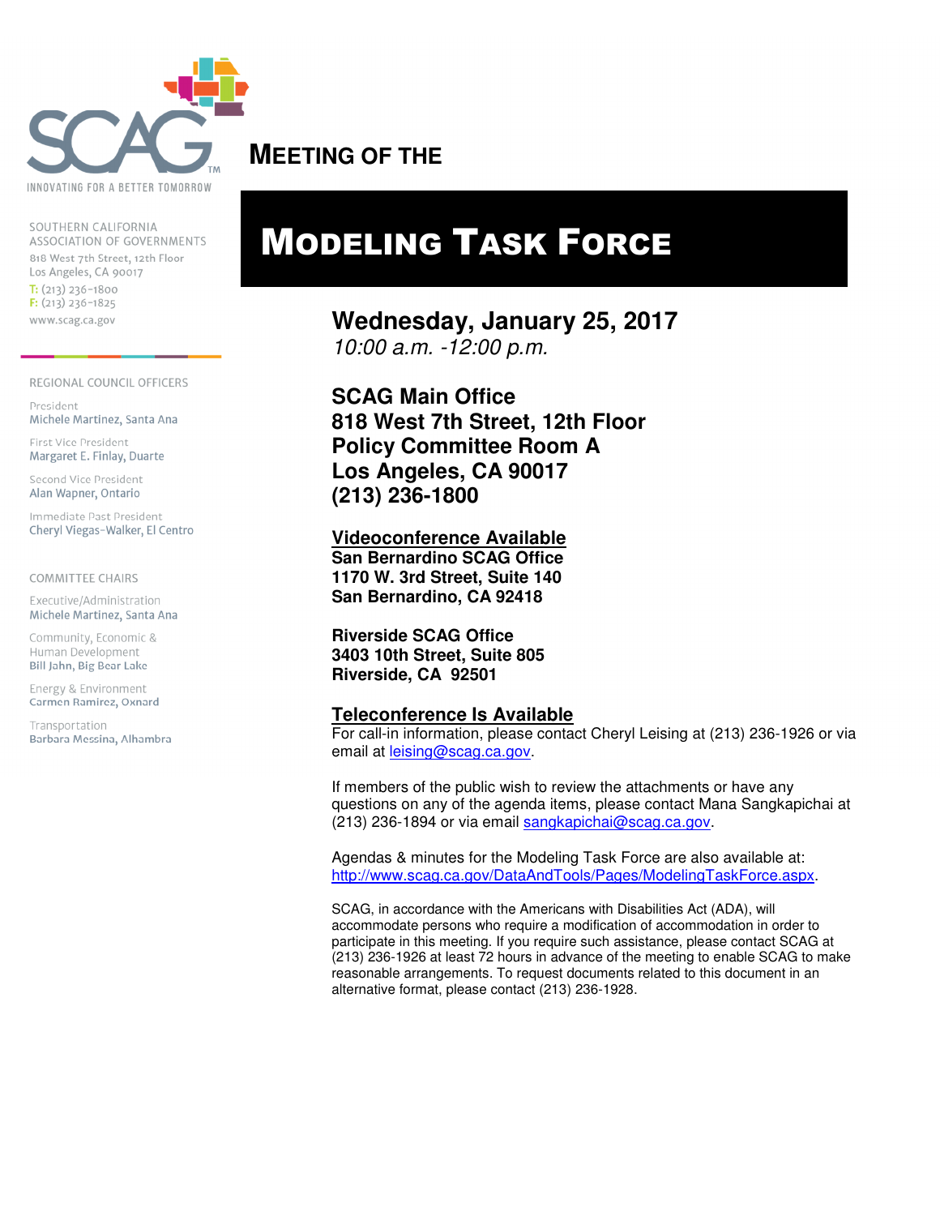INNOVATING FOR A BETTER TOMORROW

SOUTHERN CALIFORNIA ASSOCIATION OF GOVERNMENTS
818 West 7th Street, 12th Floor
Los Angeles, CA 90017
T: (213) 236-1800
F: (213) 236-1825
www.scag.ca.gov

REGIONAL COUNCIL OFFICERS

President
Michele Martinez, Santa Ana

First Vice President
Margaret E. Finlay, Duarte

Second Vice President
Alan Wapner, Ontario

Immediate Past President
Cheryl Viegas-Walker, El Centro

COMMITTEE CHAIRS

Executive/Administration
Michele Martinez, Santa Ana

Community, Economic & Human Development
Bill Jahn, Big Bear Lake

Energy & Environment
Carmen Ramirez, Oxnard

Transportation
Barbara Messina, Alhambra

## MEETING OF THE

# MODELING TASK FORCE

**Wednesday, January 25, 2017**
*10:00 a.m. -12:00 p.m.*

**SCAG Main Office**
**818 West 7th Street, 12th Floor**
**Policy Committee Room A**
**Los Angeles, CA 90017**
**(213) 236-1800**

**Videoconference Available**
**San Bernardino SCAG Office**
**1170 W. 3rd Street, Suite 140**
**San Bernardino, CA 92418**

**Riverside SCAG Office**
**3403 10th Street, Suite 805**
**Riverside, CA 92501**

**Teleconference Is Available**
For call-in information, please contact Cheryl Leising at (213) 236-1926 or via email at leising@scag.ca.gov.

If members of the public wish to review the attachments or have any questions on any of the agenda items, please contact Mana Sangkapichai at (213) 236-1894 or via email sangkapichai@scag.ca.gov.

Agendas & minutes for the Modeling Task Force are also available at: http://www.scag.ca.gov/DataAndTools/Pages/ModelingTaskForce.aspx.

SCAG, in accordance with the Americans with Disabilities Act (ADA), will accommodate persons who require a modification of accommodation in order to participate in this meeting. If you require such assistance, please contact SCAG at (213) 236-1926 at least 72 hours in advance of the meeting to enable SCAG to make reasonable arrangements. To request documents related to this document in an alternative format, please contact (213) 236-1928.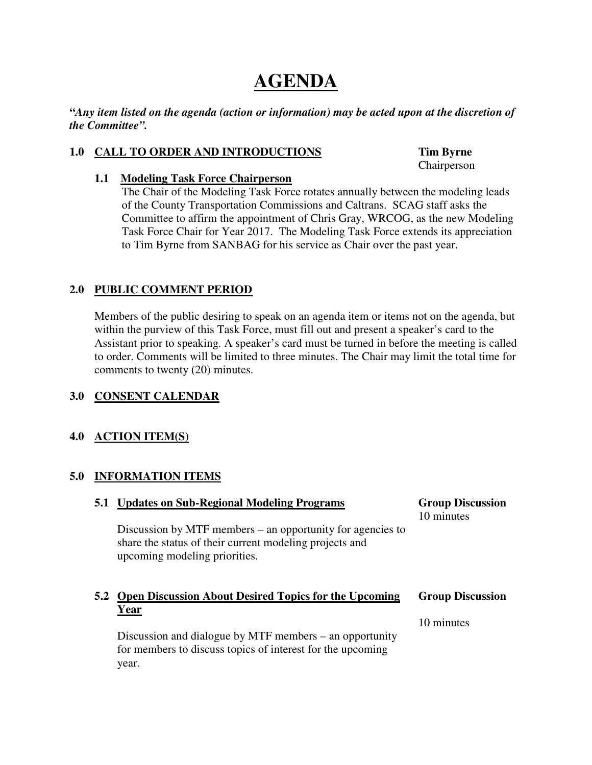# AGENDA

***"Any item listed on the agenda (action or information) may be acted upon at the discretion of the Committee".***

## 1.0 CALL TO ORDER AND INTRODUCTIONS

**Tim Byrne**
Chairperson

### 1.1 Modeling Task Force Chairperson

The Chair of the Modeling Task Force rotates annually between the modeling leads of the County Transportation Commissions and Caltrans. SCAG staff asks the Committee to affirm the appointment of Chris Gray, WRCOG, as the new Modeling Task Force Chair for Year 2017. The Modeling Task Force extends its appreciation to Tim Byrne from SANBAG for his service as Chair over the past year.

## 2.0 PUBLIC COMMENT PERIOD

Members of the public desiring to speak on an agenda item or items not on the agenda, but within the purview of this Task Force, must fill out and present a speaker's card to the Assistant prior to speaking. A speaker's card must be turned in before the meeting is called to order. Comments will be limited to three minutes. The Chair may limit the total time for comments to twenty (20) minutes.

## 3.0 CONSENT CALENDAR

## 4.0 ACTION ITEM(S)

## 5.0 INFORMATION ITEMS

### 5.1 Updates on Sub-Regional Modeling Programs

**Group Discussion**
10 minutes

Discussion by MTF members – an opportunity for agencies to share the status of their current modeling projects and upcoming modeling priorities.

### 5.2 Open Discussion About Desired Topics for the Upcoming Year

**Group Discussion**

10 minutes

Discussion and dialogue by MTF members – an opportunity for members to discuss topics of interest for the upcoming year.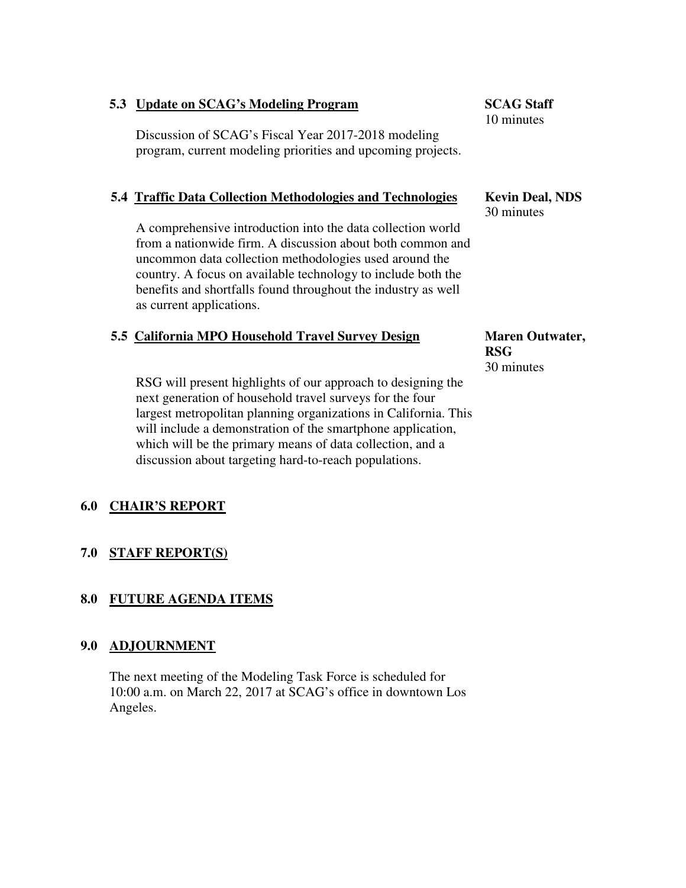**5.3 Update on SCAG's Modeling Program**

**SCAG Staff**
10 minutes

Discussion of SCAG's Fiscal Year 2017-2018 modeling program, current modeling priorities and upcoming projects.

**5.4 Traffic Data Collection Methodologies and Technologies**

**Kevin Deal, NDS**
30 minutes

A comprehensive introduction into the data collection world from a nationwide firm. A discussion about both common and uncommon data collection methodologies used around the country. A focus on available technology to include both the benefits and shortfalls found throughout the industry as well as current applications.

**5.5 California MPO Household Travel Survey Design**

**Maren Outwater, RSG**
30 minutes

RSG will present highlights of our approach to designing the next generation of household travel surveys for the four largest metropolitan planning organizations in California. This will include a demonstration of the smartphone application, which will be the primary means of data collection, and a discussion about targeting hard-to-reach populations.

## 6.0 CHAIR'S REPORT

## 7.0 STAFF REPORT(S)

## 8.0 FUTURE AGENDA ITEMS

## 9.0 ADJOURNMENT

The next meeting of the Modeling Task Force is scheduled for 10:00 a.m. on March 22, 2017 at SCAG's office in downtown Los Angeles.